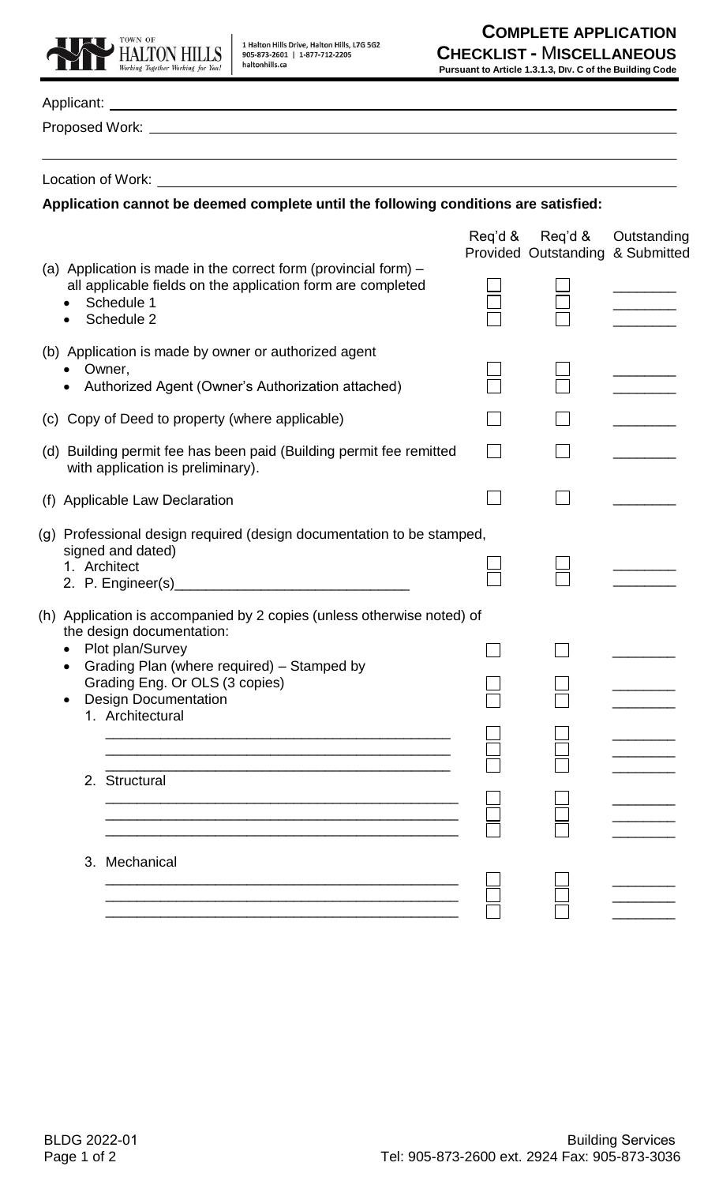TOWN OF HALTON HILLS
*Working Together Working for You!*

1 Halton Hills Drive, Halton Hills, L7G 5G2
905-873-2601 | 1-877-712-2205
haltonhills.ca

# COMPLETE APPLICATION CHECKLIST - MISCELLANEOUS

**Pursuant to Article 1.3.1.3, Div. C of the Building Code**

Applicant: ______________________________

Proposed Work: ______________________________

______________________________

Location of Work: ______________________________

**Application cannot be deemed complete until the following conditions are satisfied:**

| | Req'd & Provided | Req'd & Outstanding | Outstanding & Submitted |
|---|---|---|---|
| (a) Application is made in the correct form (provincial form) – all applicable fields on the application form are completed | ☐ | ☐ | ________ |
| • Schedule 1 | ☐ | ☐ | ________ |
| • Schedule 2 | ☐ | ☐ | ________ |
| (b) Application is made by owner or authorized agent | | | |
| • Owner, | ☐ | ☐ | ________ |
| • Authorized Agent (Owner's Authorization attached) | ☐ | ☐ | ________ |
| (c) Copy of Deed to property (where applicable) | ☐ | ☐ | ________ |
| (d) Building permit fee has been paid (Building permit fee remitted with application is preliminary). | ☐ | ☐ | ________ |
| (f) Applicable Law Declaration | ☐ | ☐ | ________ |
| (g) Professional design required (design documentation to be stamped, signed and dated) | | | |
| 1. Architect | ☐ | ☐ | ________ |
| 2. P. Engineer(s)______________________________ | ☐ | ☐ | ________ |
| (h) Application is accompanied by 2 copies (unless otherwise noted) of the design documentation: | | | |
| • Plot plan/Survey | ☐ | ☐ | ________ |
| • Grading Plan (where required) – Stamped by Grading Eng. Or OLS (3 copies) | ☐ | ☐ | ________ |
| • Design Documentation | ☐ | ☐ | ________ |
| 1. Architectural | | | |
| ______________________________ | ☐ | ☐ | ________ |
| ______________________________ | ☐ | ☐ | ________ |
| ______________________________ | ☐ | ☐ | ________ |
| 2. Structural | | | |
| ______________________________ | ☐ | ☐ | ________ |
| ______________________________ | ☐ | ☐ | ________ |
| ______________________________ | ☐ | ☐ | ________ |
| 3. Mechanical | | | |
| ______________________________ | ☐ | ☐ | ________ |
| ______________________________ | ☐ | ☐ | ________ |
| ______________________________ | ☐ | ☐ | ________ |

BLDG 2022-01

Building Services
Tel: 905-873-2600 ext. 2924 Fax: 905-873-3036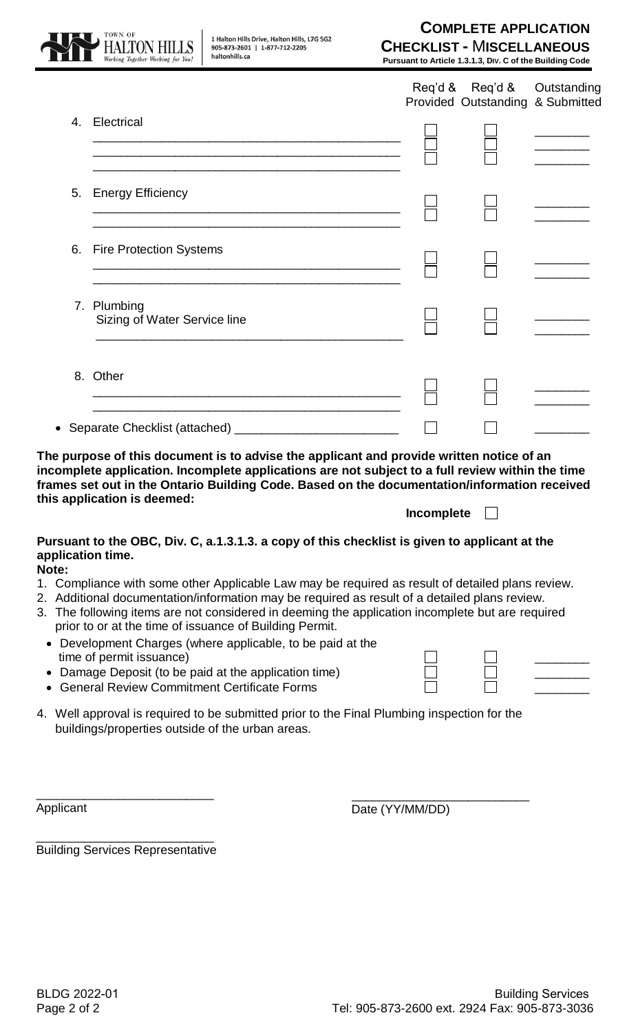# COMPLETE APPLICATION CHECKLIST - MISCELLANEOUS

**Pursuant to Article 1.3.1.3, DIV. C of the Building Code**

1 Halton Hills Drive, Halton Hills, L7G 5G2
905-873-2601 | 1-877-712-2205
haltonhills.ca

| | Req'd & Provided | Req'd & Outstanding | Outstanding & Submitted |
|---|---|---|---|
| 4. Electrical | ☐ ☐ ☐ | ☐ ☐ ☐ | ________ ________ ________ |
| 5. Energy Efficiency | ☐ ☐ | ☐ ☐ | ________ ________ |
| 6. Fire Protection Systems | ☐ ☐ | ☐ ☐ | ________ ________ |
| 7. Plumbing<br>Sizing of Water Service line | ☐ ☐ | ☐ ☐ | ________ ________ |
| 8. Other | ☐ ☐ | ☐ ☐ | ________ ________ |
| • Separate Checklist (attached) ____________________ | ☐ | ☐ | ________ |

**The purpose of this document is to advise the applicant and provide written notice of an incomplete application. Incomplete applications are not subject to a full review within the time frames set out in the Ontario Building Code. Based on the documentation/information received this application is deemed:**

**Incomplete** ☐

**Pursuant to the OBC, Div. C, a.1.3.1.3. a copy of this checklist is given to applicant at the application time.**

**Note:**

1. Compliance with some other Applicable Law may be required as result of detailed plans review.
2. Additional documentation/information may be required as result of a detailed plans review.
3. The following items are not considered in deeming the application incomplete but are required prior to or at the time of issuance of Building Permit.

| | | | |
|---|---|---|---|
| • Development Charges (where applicable, to be paid at the time of permit issuance) | ☐ | ☐ | ________ |
| • Damage Deposit (to be paid at the application time) | ☐ | ☐ | ________ |
| • General Review Commitment Certificate Forms | ☐ | ☐ | ________ |

4. Well approval is required to be submitted prior to the Final Plumbing inspection for the buildings/properties outside of the urban areas.

_________________________
Applicant

_________________________
Date (YY/MM/DD)

_________________________
Building Services Representative

BLDG 2022-01

Building Services
Tel: 905-873-2600 ext. 2924 Fax: 905-873-3036